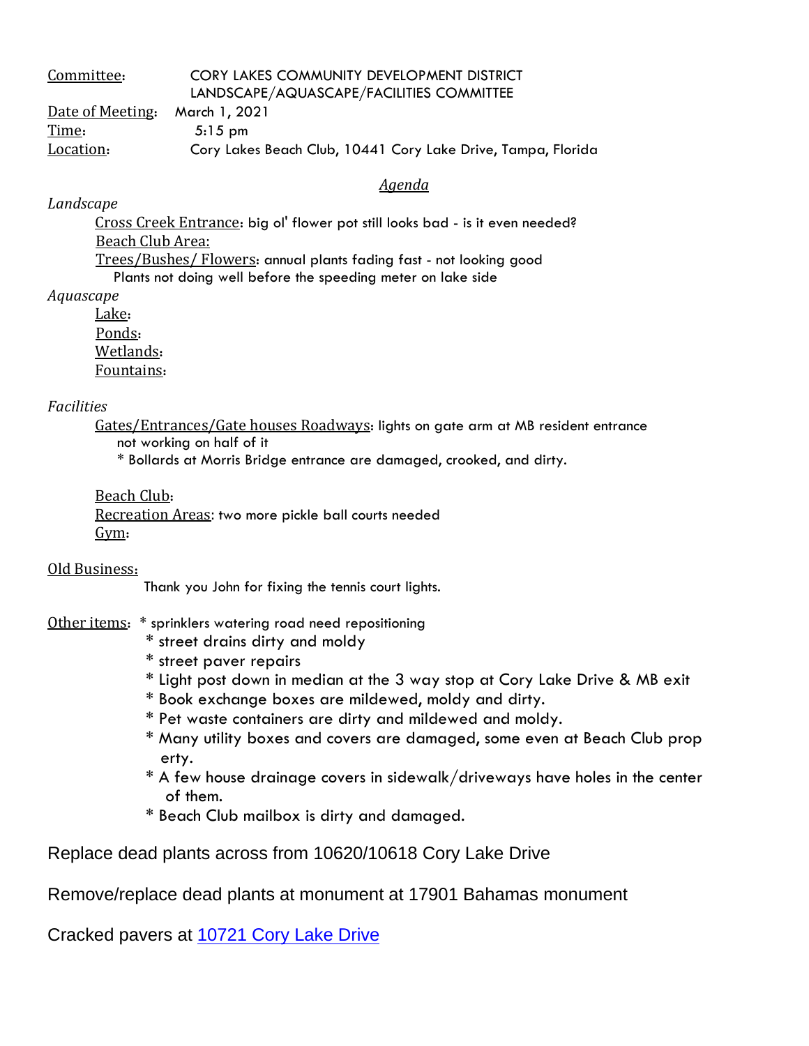Committee: CORY LAKES COMMUNITY DEVELOPMENT DISTRICT
LANDSCAPE/AQUASCAPE/FACILITIES COMMITTEE

Date of Meeting: March 1, 2021

Time: 5:15 pm

Location: Cory Lakes Beach Club, 10441 Cory Lake Drive, Tampa, Florida

*Agenda*

*Landscape*

- Cross Creek Entrance: big ol' flower pot still looks bad - is it even needed?
- Beach Club Area:
- Trees/Bushes/ Flowers: annual plants fading fast - not looking good
  - Plants not doing well before the speeding meter on lake side

*Aquascape*

- Lake:
- Ponds:
- Wetlands:
- Fountains:

*Facilities*

- Gates/Entrances/Gate houses Roadways: lights on gate arm at MB resident entrance not working on half of it
  - * Bollards at Morris Bridge entrance are damaged, crooked, and dirty.

- Beach Club:
- Recreation Areas: two more pickle ball courts needed
- Gym:

Old Business:

Thank you John for fixing the tennis court lights.

Other items:
* sprinklers watering road need repositioning
* street drains dirty and moldy
* street paver repairs
* Light post down in median at the 3 way stop at Cory Lake Drive & MB exit
* Book exchange boxes are mildewed, moldy and dirty.
* Pet waste containers are dirty and mildewed and moldy.
* Many utility boxes and covers are damaged, some even at Beach Club property.
* A few house drainage covers in sidewalk/driveways have holes in the center of them.
* Beach Club mailbox is dirty and damaged.

Replace dead plants across from 10620/10618 Cory Lake Drive

Remove/replace dead plants at monument at 17901 Bahamas monument

Cracked pavers at 10721 Cory Lake Drive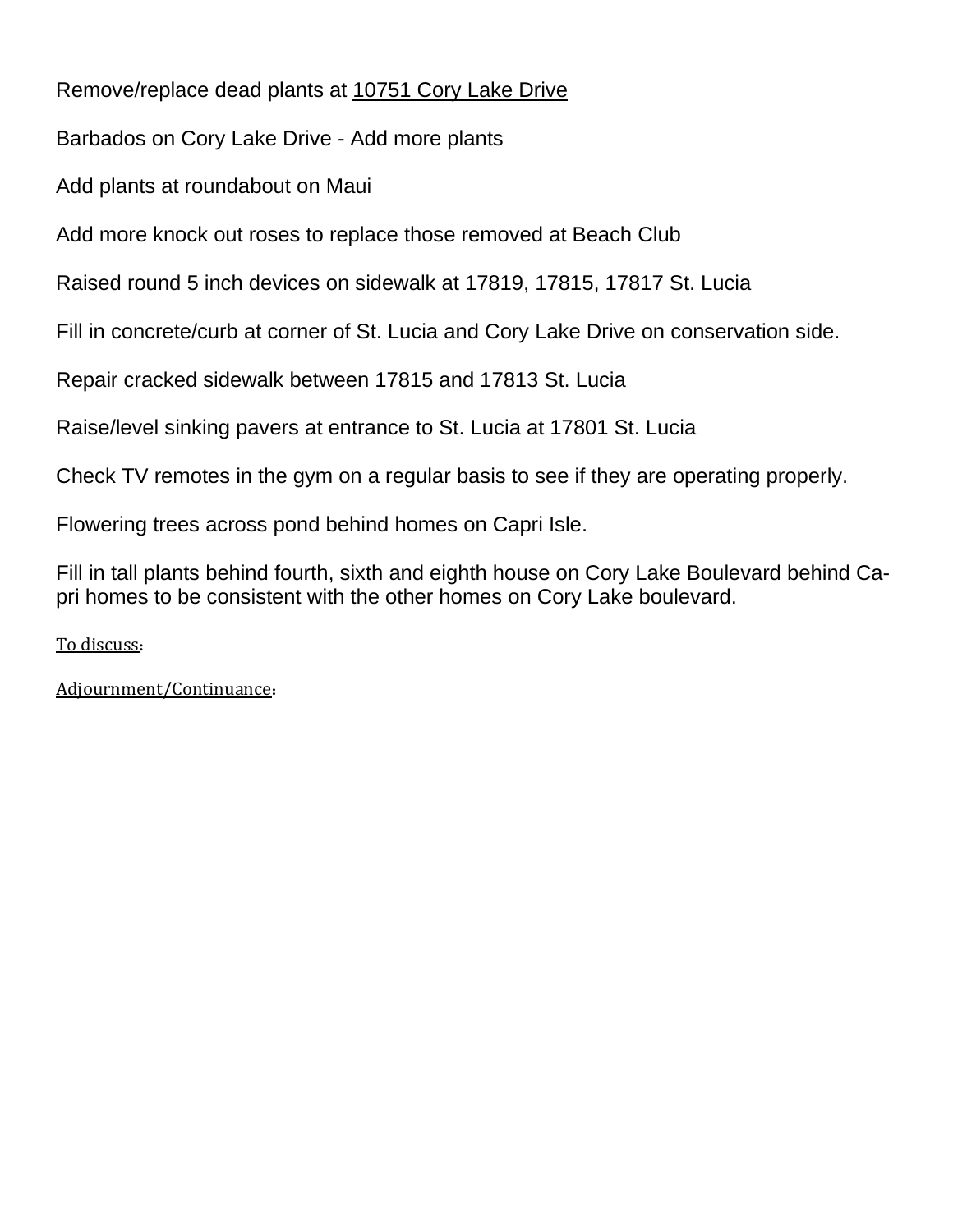Remove/replace dead plants at <u>10751 Cory Lake Drive</u>

Barbados on Cory Lake Drive - Add more plants

Add plants at roundabout on Maui

Add more knock out roses to replace those removed at Beach Club

Raised round 5 inch devices on sidewalk at 17819, 17815, 17817 St. Lucia

Fill in concrete/curb at corner of St. Lucia and Cory Lake Drive on conservation side.

Repair cracked sidewalk between 17815 and 17813 St. Lucia

Raise/level sinking pavers at entrance to St. Lucia at 17801 St. Lucia

Check TV remotes in the gym on a regular basis to see if they are operating properly.

Flowering trees across pond behind homes on Capri Isle.

Fill in tall plants behind fourth, sixth and eighth house on Cory Lake Boulevard behind Capri homes to be consistent with the other homes on Cory Lake boulevard.

<u>To discuss</u>:

<u>Adjournment/Continuance</u>: